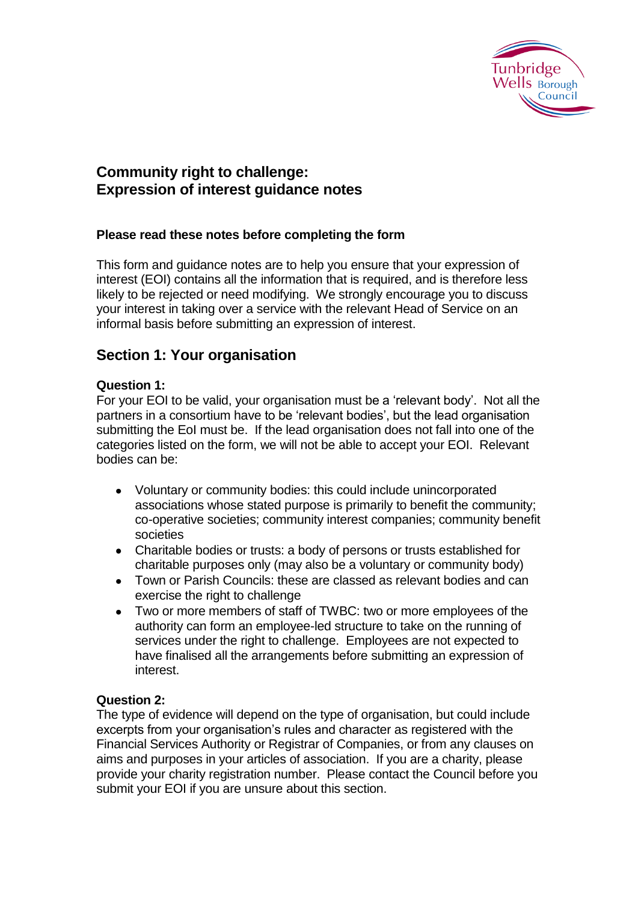# Community right to challenge: Expression of interest guidance notes

**Please read these notes before completing the form**

This form and guidance notes are to help you ensure that your expression of interest (EOI) contains all the information that is required, and is therefore less likely to be rejected or need modifying. We strongly encourage you to discuss your interest in taking over a service with the relevant Head of Service on an informal basis before submitting an expression of interest.

## Section 1: Your organisation

**Question 1:**
For your EOI to be valid, your organisation must be a 'relevant body'. Not all the partners in a consortium have to be 'relevant bodies', but the lead organisation submitting the EoI must be. If the lead organisation does not fall into one of the categories listed on the form, we will not be able to accept your EOI. Relevant bodies can be:

- Voluntary or community bodies: this could include unincorporated associations whose stated purpose is primarily to benefit the community; co-operative societies; community interest companies; community benefit societies
- Charitable bodies or trusts: a body of persons or trusts established for charitable purposes only (may also be a voluntary or community body)
- Town or Parish Councils: these are classed as relevant bodies and can exercise the right to challenge
- Two or more members of staff of TWBC: two or more employees of the authority can form an employee-led structure to take on the running of services under the right to challenge. Employees are not expected to have finalised all the arrangements before submitting an expression of interest.

**Question 2:**
The type of evidence will depend on the type of organisation, but could include excerpts from your organisation's rules and character as registered with the Financial Services Authority or Registrar of Companies, or from any clauses on aims and purposes in your articles of association. If you are a charity, please provide your charity registration number. Please contact the Council before you submit your EOI if you are unsure about this section.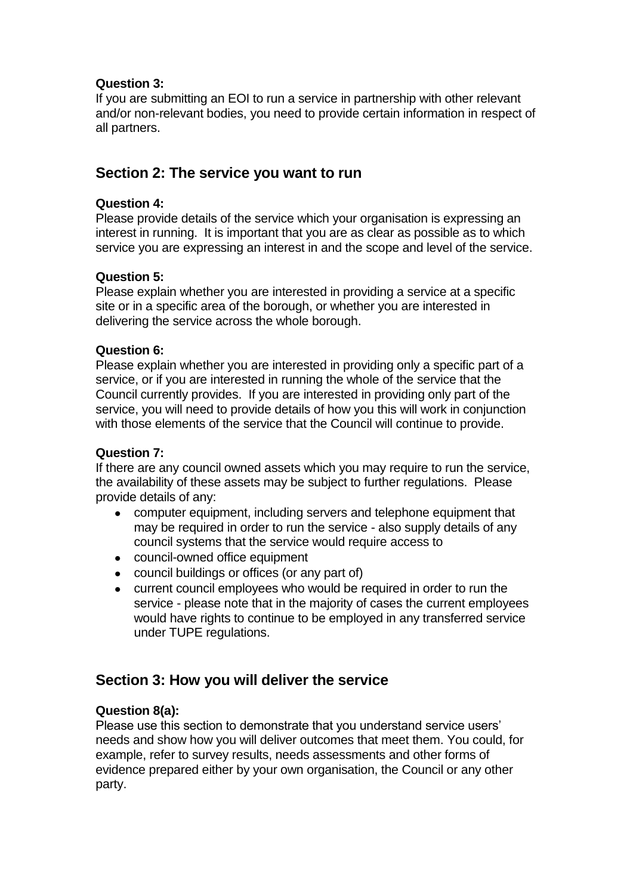**Question 3:**
If you are submitting an EOI to run a service in partnership with other relevant and/or non-relevant bodies, you need to provide certain information in respect of all partners.

## Section 2: The service you want to run

**Question 4:**
Please provide details of the service which your organisation is expressing an interest in running. It is important that you are as clear as possible as to which service you are expressing an interest in and the scope and level of the service.

**Question 5:**
Please explain whether you are interested in providing a service at a specific site or in a specific area of the borough, or whether you are interested in delivering the service across the whole borough.

**Question 6:**
Please explain whether you are interested in providing only a specific part of a service, or if you are interested in running the whole of the service that the Council currently provides. If you are interested in providing only part of the service, you will need to provide details of how you this will work in conjunction with those elements of the service that the Council will continue to provide.

**Question 7:**
If there are any council owned assets which you may require to run the service, the availability of these assets may be subject to further regulations. Please provide details of any:

- computer equipment, including servers and telephone equipment that may be required in order to run the service - also supply details of any council systems that the service would require access to
- council-owned office equipment
- council buildings or offices (or any part of)
- current council employees who would be required in order to run the service - please note that in the majority of cases the current employees would have rights to continue to be employed in any transferred service under TUPE regulations.

## Section 3: How you will deliver the service

**Question 8(a):**
Please use this section to demonstrate that you understand service users' needs and show how you will deliver outcomes that meet them. You could, for example, refer to survey results, needs assessments and other forms of evidence prepared either by your own organisation, the Council or any other party.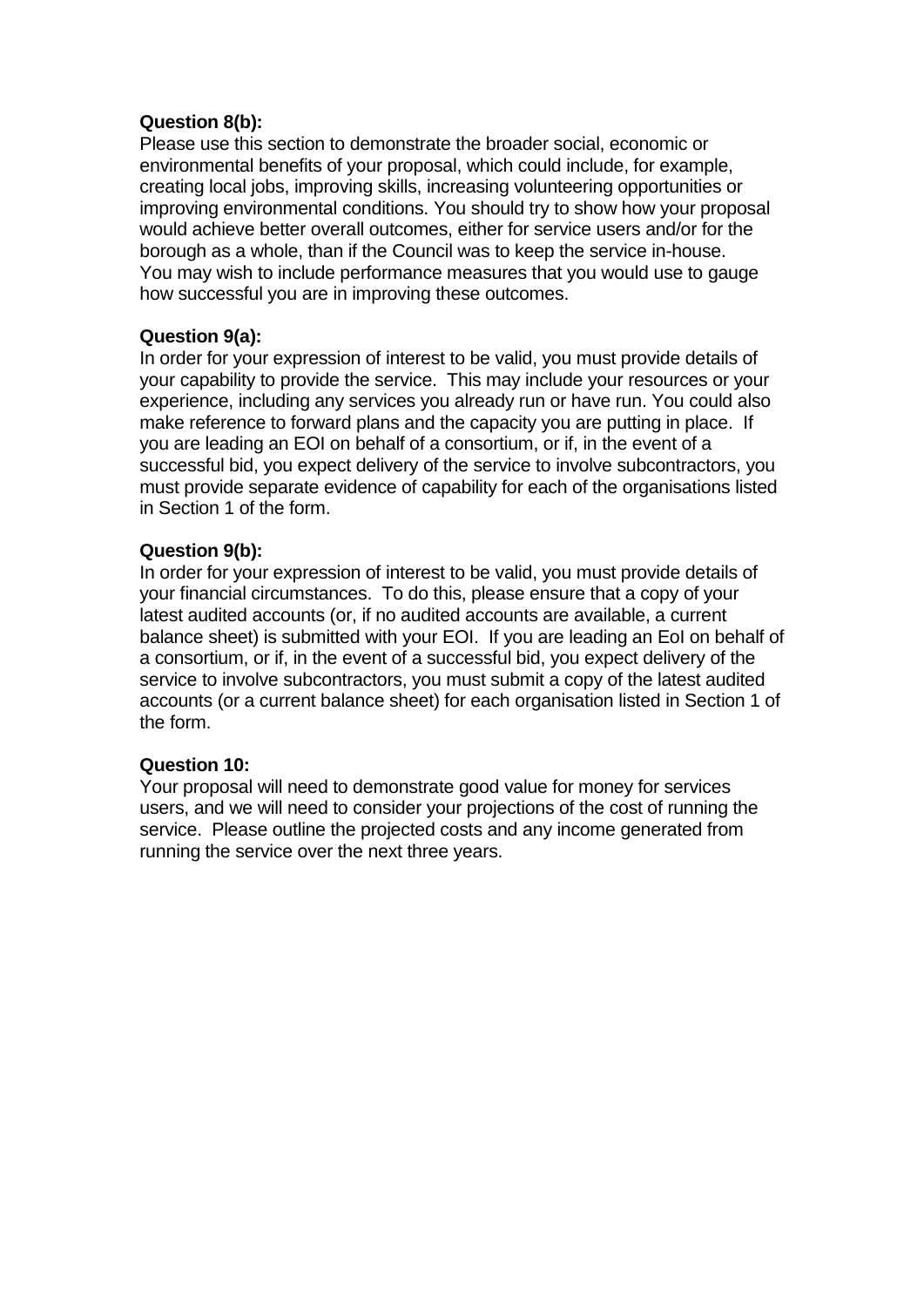**Question 8(b):**
Please use this section to demonstrate the broader social, economic or environmental benefits of your proposal, which could include, for example, creating local jobs, improving skills, increasing volunteering opportunities or improving environmental conditions. You should try to show how your proposal would achieve better overall outcomes, either for service users and/or for the borough as a whole, than if the Council was to keep the service in-house. You may wish to include performance measures that you would use to gauge how successful you are in improving these outcomes.

**Question 9(a):**
In order for your expression of interest to be valid, you must provide details of your capability to provide the service. This may include your resources or your experience, including any services you already run or have run. You could also make reference to forward plans and the capacity you are putting in place. If you are leading an EOI on behalf of a consortium, or if, in the event of a successful bid, you expect delivery of the service to involve subcontractors, you must provide separate evidence of capability for each of the organisations listed in Section 1 of the form.

**Question 9(b):**
In order for your expression of interest to be valid, you must provide details of your financial circumstances. To do this, please ensure that a copy of your latest audited accounts (or, if no audited accounts are available, a current balance sheet) is submitted with your EOI. If you are leading an EoI on behalf of a consortium, or if, in the event of a successful bid, you expect delivery of the service to involve subcontractors, you must submit a copy of the latest audited accounts (or a current balance sheet) for each organisation listed in Section 1 of the form.

**Question 10:**
Your proposal will need to demonstrate good value for money for services users, and we will need to consider your projections of the cost of running the service. Please outline the projected costs and any income generated from running the service over the next three years.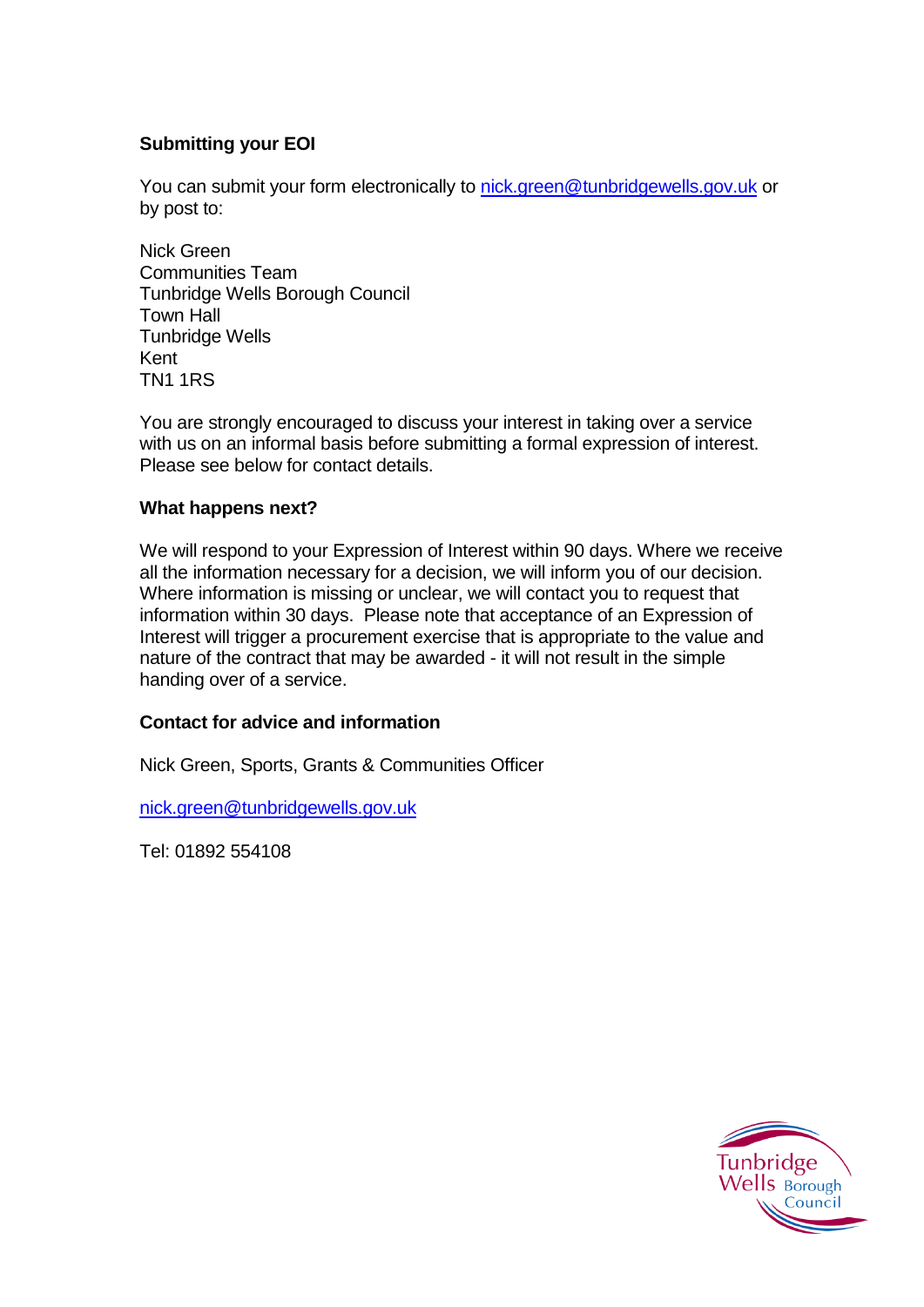**Submitting your EOI**

You can submit your form electronically to nick.green@tunbridgewells.gov.uk or by post to:

Nick Green
Communities Team
Tunbridge Wells Borough Council
Town Hall
Tunbridge Wells
Kent
TN1 1RS

You are strongly encouraged to discuss your interest in taking over a service with us on an informal basis before submitting a formal expression of interest. Please see below for contact details.

**What happens next?**

We will respond to your Expression of Interest within 90 days. Where we receive all the information necessary for a decision, we will inform you of our decision. Where information is missing or unclear, we will contact you to request that information within 30 days. Please note that acceptance of an Expression of Interest will trigger a procurement exercise that is appropriate to the value and nature of the contract that may be awarded - it will not result in the simple handing over of a service.

**Contact for advice and information**

Nick Green, Sports, Grants & Communities Officer

nick.green@tunbridgewells.gov.uk

Tel: 01892 554108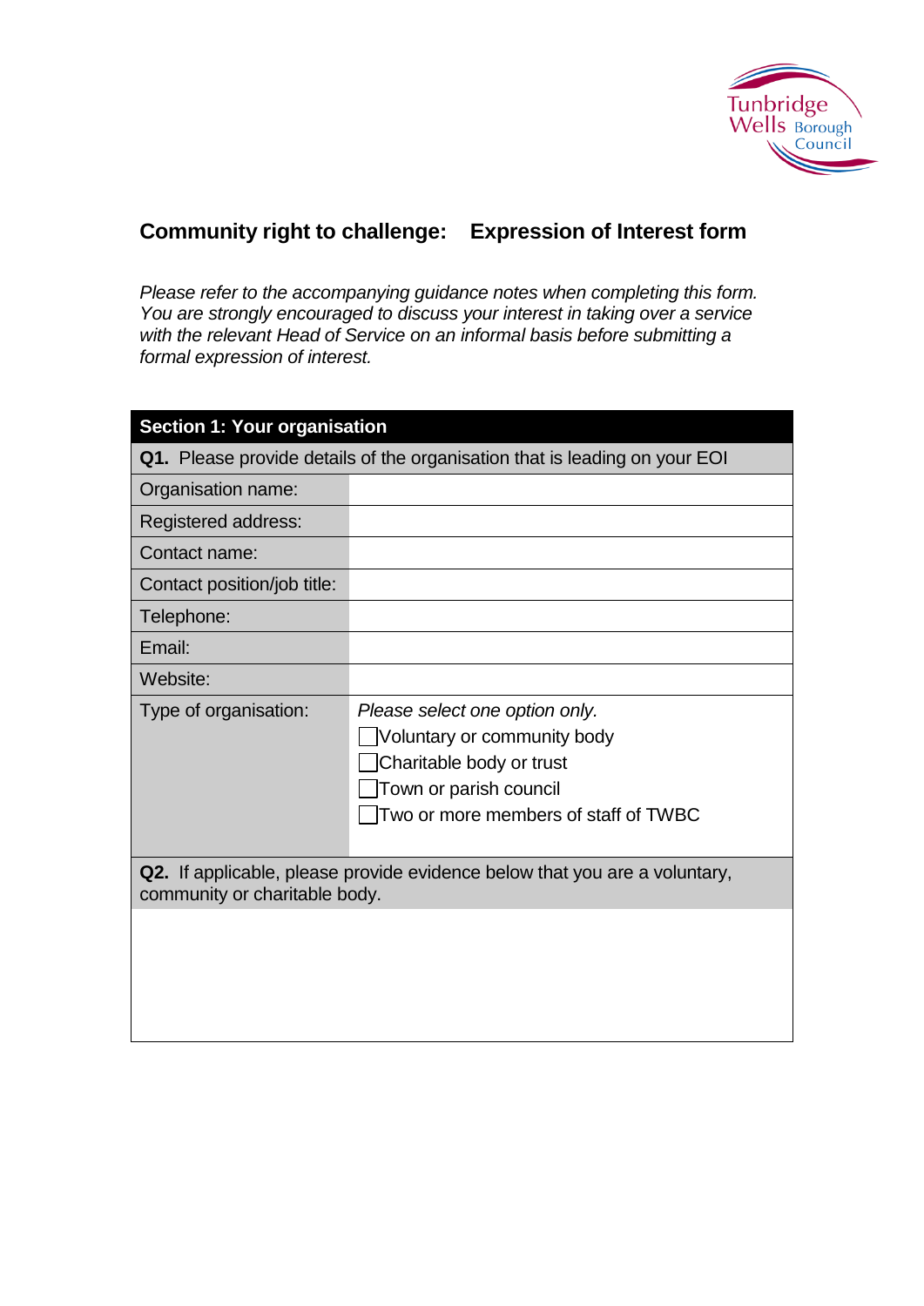Tunbridge Wells Borough Council

# Community right to challenge: Expression of Interest form

*Please refer to the accompanying guidance notes when completing this form. You are strongly encouraged to discuss your interest in taking over a service with the relevant Head of Service on an informal basis before submitting a formal expression of interest.*

| **Section 1: Your organisation** | |
|---|---|
| **Q1.** Please provide details of the organisation that is leading on your EOI | |
| Organisation name: | |
| Registered address: | |
| Contact name: | |
| Contact position/job title: | |
| Telephone: | |
| Email: | |
| Website: | |
| Type of organisation: | *Please select one option only.*<br>☐ Voluntary or community body<br>☐ Charitable body or trust<br>☐ Town or parish council<br>☐ Two or more members of staff of TWBC |
| **Q2.** If applicable, please provide evidence below that you are a voluntary, community or charitable body. | |
| | |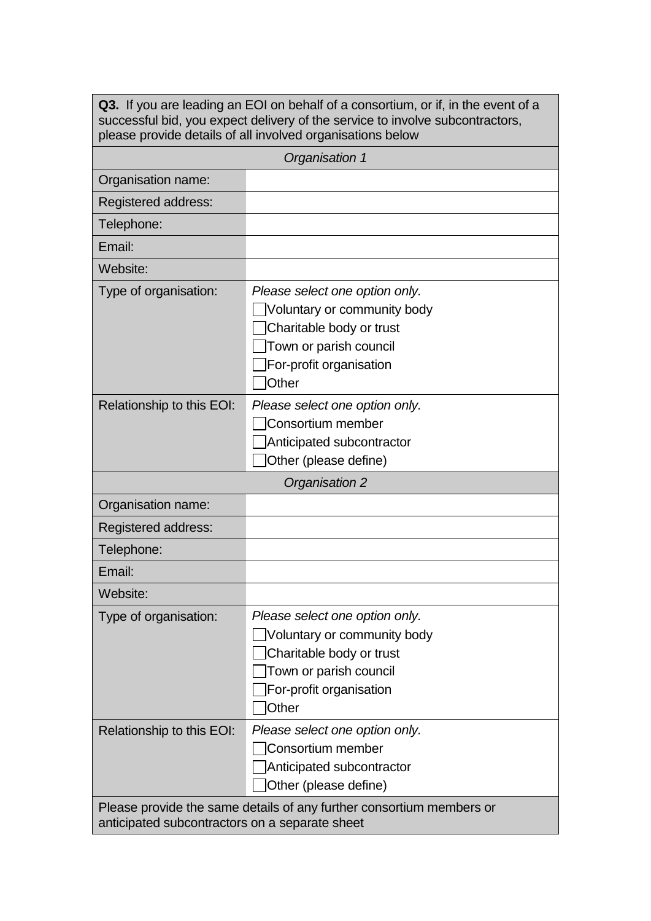| **Q3.** If you are leading an EOI on behalf of a consortium, or if, in the event of a successful bid, you expect delivery of the service to involve subcontractors, please provide details of all involved organisations below | |
|---|---|
| *Organisation 1* | |
| Organisation name: | |
| Registered address: | |
| Telephone: | |
| Email: | |
| Website: | |
| Type of organisation: | *Please select one option only.*<br>☐ Voluntary or community body<br>☐ Charitable body or trust<br>☐ Town or parish council<br>☐ For-profit organisation<br>☐ Other |
| Relationship to this EOI: | *Please select one option only.*<br>☐ Consortium member<br>☐ Anticipated subcontractor<br>☐ Other (please define) |
| *Organisation 2* | |
| Organisation name: | |
| Registered address: | |
| Telephone: | |
| Email: | |
| Website: | |
| Type of organisation: | *Please select one option only.*<br>☐ Voluntary or community body<br>☐ Charitable body or trust<br>☐ Town or parish council<br>☐ For-profit organisation<br>☐ Other |
| Relationship to this EOI: | *Please select one option only.*<br>☐ Consortium member<br>☐ Anticipated subcontractor<br>☐ Other (please define) |
| Please provide the same details of any further consortium members or anticipated subcontractors on a separate sheet | |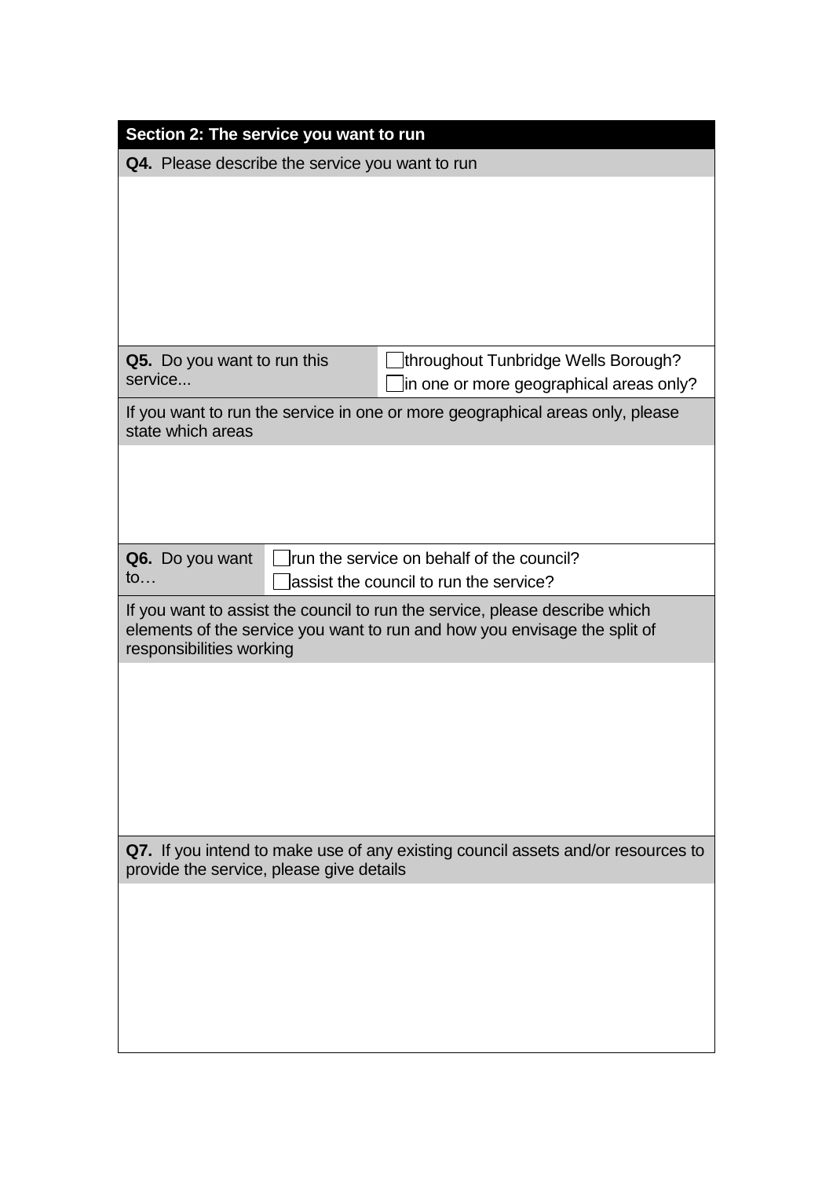## Section 2: The service you want to run

**Q4.** Please describe the service you want to run

| **Q5.** Do you want to run this service... | ☐ throughout Tunbridge Wells Borough?<br>☐ in one or more geographical areas only? |
|---|---|

If you want to run the service in one or more geographical areas only, please state which areas

| **Q6.** Do you want to… | ☐ run the service on behalf of the council?<br>☐ assist the council to run the service? |
|---|---|

If you want to assist the council to run the service, please describe which elements of the service you want to run and how you envisage the split of responsibilities working

**Q7.** If you intend to make use of any existing council assets and/or resources to provide the service, please give details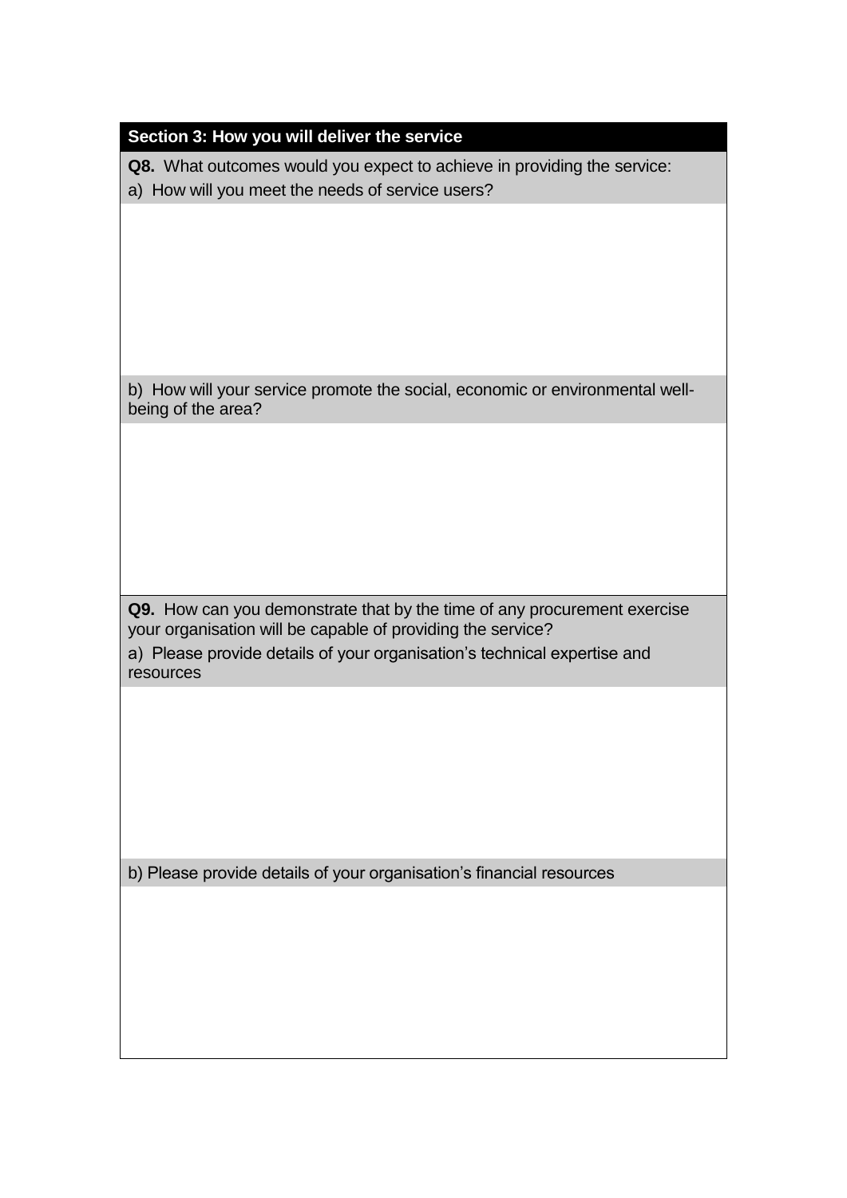## Section 3: How you will deliver the service

**Q8.** What outcomes would you expect to achieve in providing the service:

a) How will you meet the needs of service users?

b) How will your service promote the social, economic or environmental well-being of the area?

**Q9.** How can you demonstrate that by the time of any procurement exercise your organisation will be capable of providing the service?

a) Please provide details of your organisation's technical expertise and resources

b) Please provide details of your organisation's financial resources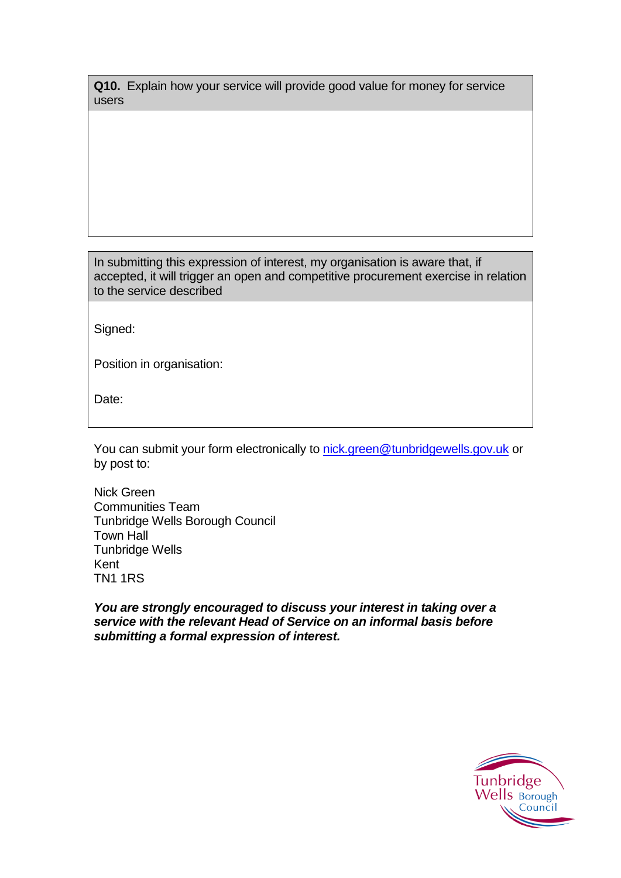| **Q10.** Explain how your service will provide good value for money for service users |
| --- |
| |

| In submitting this expression of interest, my organisation is aware that, if accepted, it will trigger an open and competitive procurement exercise in relation to the service described |
| --- |
| Signed: |
| Position in organisation: |
| Date: |

You can submit your form electronically to nick.green@tunbridgewells.gov.uk or by post to:

Nick Green
Communities Team
Tunbridge Wells Borough Council
Town Hall
Tunbridge Wells
Kent
TN1 1RS

***You are strongly encouraged to discuss your interest in taking over a service with the relevant Head of Service on an informal basis before submitting a formal expression of interest.***

Tunbridge Wells Borough Council